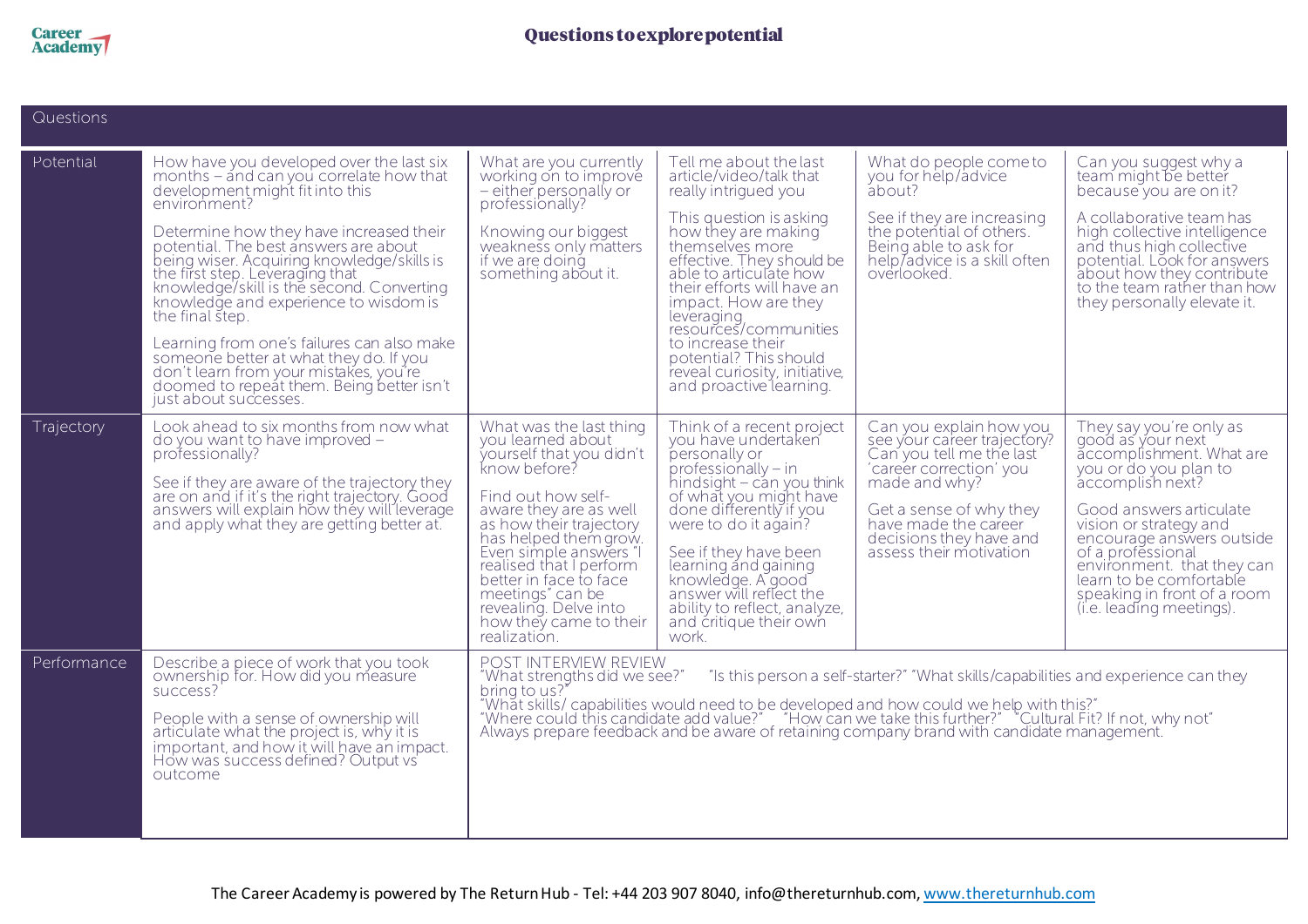# Questions to explore potential

| Questions | | | | | |
|---|---|---|---|---|---|
| Potential | How have you developed over the last six months – and can you correlate how that development might fit into this environment?<br><br>Determine how they have increased their potential. The best answers are about being wiser. Acquiring knowledge/skills is the first step. Leveraging that knowledge/skill is the second. Converting knowledge and experience to wisdom is the final step.<br><br>Learning from one's failures can also make someone better at what they do. If you don't learn from your mistakes, you're doomed to repeat them. Being better isn't just about successes. | What are you currently working on to improve – either personally or professionally?<br><br>Knowing our biggest weakness only matters if we are doing something about it. | Tell me about the last article/video/talk that really intrigued you<br><br>This question is asking how they are making themselves more effective. They should be able to articulate how their efforts will have an impact. How are they leveraging resources/communities to increase their potential? This should reveal curiosity, initiative, and proactive learning. | What do people come to you for help/advice about?<br><br>See if they are increasing the potential of others. Being able to ask for help/advice is a skill often overlooked. | Can you suggest why a team might be better because you are on it?<br><br>A collaborative team has high collective intelligence and thus high collective potential. Look for answers about how they contribute to the team rather than how they personally elevate it. |
| Trajectory | Look ahead to six months from now what do you want to have improved – professionally?<br><br>See if they are aware of the trajectory they are on and if it's the right trajectory. Good answers will explain how they will leverage and apply what they are getting better at. | What was the last thing you learned about yourself that you didn't know before?<br><br>Find out how self-aware they are as well as how their trajectory has helped them grow. Even simple answers "I realised that I perform better in face to face meetings" can be revealing. Delve into how they came to their realization. | Think of a recent project you have undertaken personally or professionally – in hindsight – can you think of what you might have done differently if you were to do it again?<br><br>See if they have been learning and gaining knowledge. A good answer will reflect the ability to reflect, analyze, and critique their own work. | Can you explain how you see your career trajectory? Can you tell me the last 'career correction' you made and why?<br><br>Get a sense of why they have made the career decisions they have and assess their motivation | They say you're only as good as your next accomplishment. What are you or do you plan to accomplish next?<br><br>Good answers articulate vision or strategy and encourage answers outside of a professional environment. that they can learn to be comfortable speaking in front of a room (i.e. leading meetings). |
| Performance | Describe a piece of work that you took ownership for. How did you measure success?<br><br>People with a sense of ownership will articulate what the project is, why it is important, and how it will have an impact. How was success defined? Output vs outcome | POST INTERVIEW REVIEW<br>"What strengths did we see?" "Is this person a self-starter?" "What skills/capabilities and experience can they bring to us?"<br>"What skills/ capabilities would need to be developed and how could we help with this?"<br>"Where could this candidate add value?" "How can we take this further?" "Cultural Fit? If not, why not"<br>Always prepare feedback and be aware of retaining company brand with candidate management. | | | |

The Career Academy is powered by The Return Hub - Tel: +44 203 907 8040, info@thereturnhub.com, www.thereturnhub.com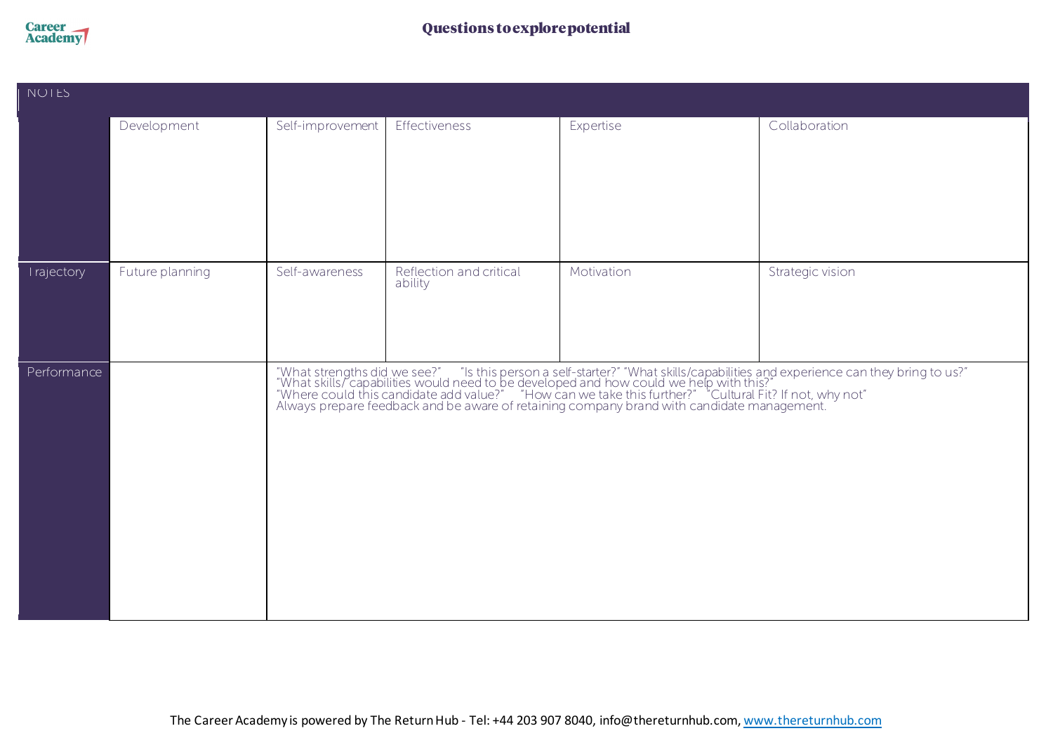# Questions to explore potential

| NOTES | | | | | |
|---|---|---|---|---|---|
| | Development | Self-improvement | Effectiveness | Expertise | Collaboration |
| Trajectory | Future planning | Self-awareness | Reflection and critical ability | Motivation | Strategic vision |
| Performance | | "What strengths did we see?" "Is this person a self-starter?" "What skills/capabilities and experience can they bring to us?" "What skills/ capabilities would need to be developed and how could we help with this?" "Where could this candidate add value?" "How can we take this further?" "Cultural Fit? If not, why not" Always prepare feedback and be aware of retaining company brand with candidate management. | | | |

The Career Academy is powered by The Return Hub - Tel: +44 203 907 8040, info@thereturnhub.com, www.thereturnhub.com